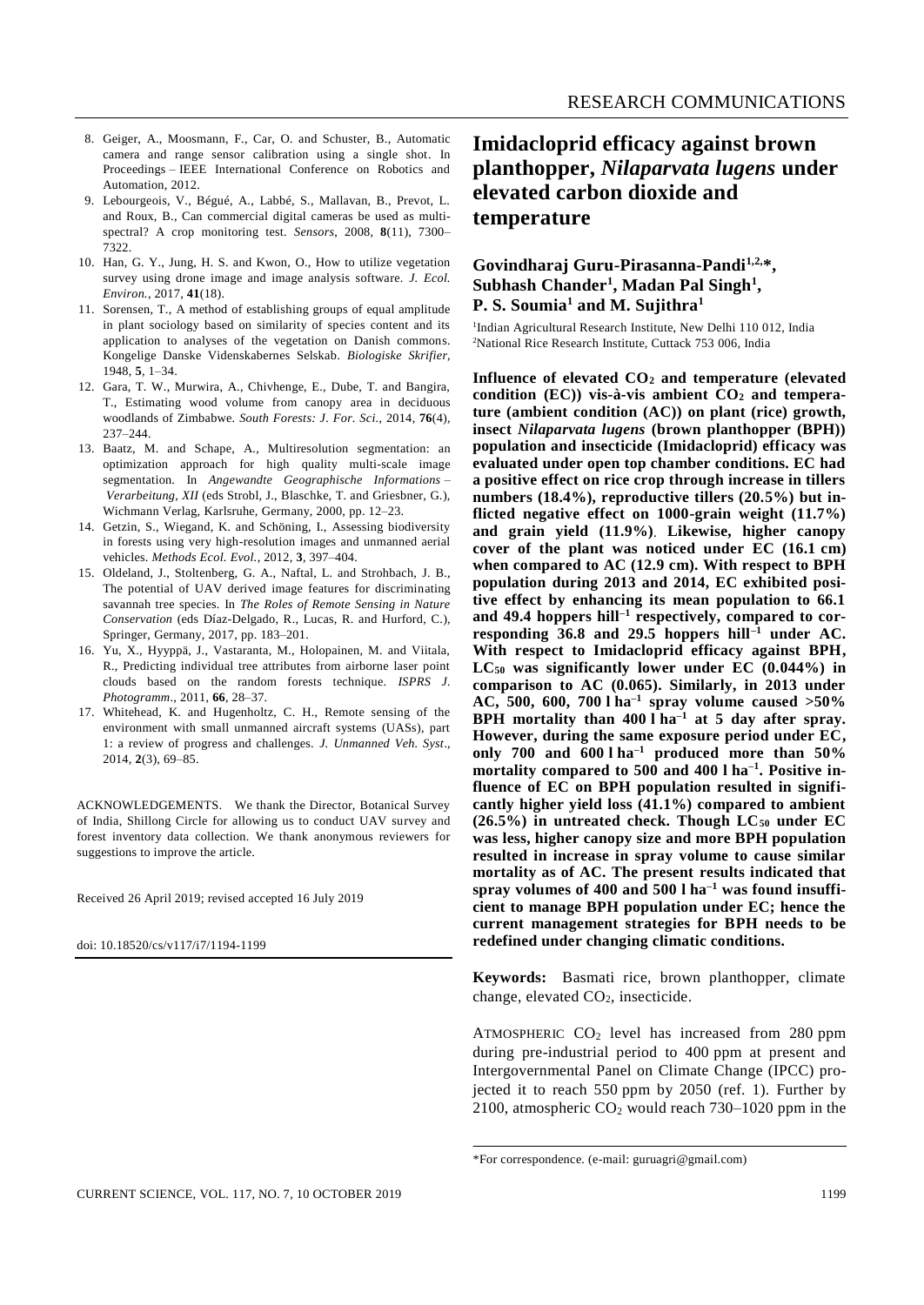8. Geiger, A., Moosmann, F., Car, O. and Schuster, B., Automatic camera and range sensor calibration using a single shot. In Proceedings – IEEE International Conference on Robotics and Automation, 2012.
9. Lebourgeois, V., Bégué, A., Labbé, S., Mallavan, B., Prevot, L. and Roux, B., Can commercial digital cameras be used as multispectral? A crop monitoring test. *Sensors*, 2008, **8**(11), 7300–7322.
10. Han, G. Y., Jung, H. S. and Kwon, O., How to utilize vegetation survey using drone image and image analysis software. *J. Ecol. Environ.*, 2017, **41**(18).
11. Sorensen, T., A method of establishing groups of equal amplitude in plant sociology based on similarity of species content and its application to analyses of the vegetation on Danish commons. Kongelige Danske Videnskabernes Selskab. *Biologiske Skrifter*, 1948, **5**, 1–34.
12. Gara, T. W., Murwira, A., Chivhenge, E., Dube, T. and Bangira, T., Estimating wood volume from canopy area in deciduous woodlands of Zimbabwe. *South Forests: J. For. Sci.*, 2014, **76**(4), 237–244.
13. Baatz, M. and Schape, A., Multiresolution segmentation: an optimization approach for high quality multi-scale image segmentation. In *Angewandte Geographische Informations – Verarbeitung, XII* (eds Strobl, J., Blaschke, T. and Griesbner, G.), Wichmann Verlag, Karlsruhe, Germany, 2000, pp. 12–23.
14. Getzin, S., Wiegand, K. and Schöning, I., Assessing biodiversity in forests using very high-resolution images and unmanned aerial vehicles. *Methods Ecol. Evol.*, 2012, **3**, 397–404.
15. Oldeland, J., Stoltenberg, G. A., Naftal, L. and Strohbach, J. B., The potential of UAV derived image features for discriminating savannah tree species. In *The Roles of Remote Sensing in Nature Conservation* (eds Díaz-Delgado, R., Lucas, R. and Hurford, C.), Springer, Germany, 2017, pp. 183–201.
16. Yu, X., Hyyppä, J., Vastaranta, M., Holopainen, M. and Viitala, R., Predicting individual tree attributes from airborne laser point clouds based on the random forests technique. *ISPRS J. Photogramm.*, 2011, **66**, 28–37.
17. Whitehead, K. and Hugenholtz, C. H., Remote sensing of the environment with small unmanned aircraft systems (UASs), part 1: a review of progress and challenges. *J. Unmanned Veh. Syst.*, 2014, **2**(3), 69–85.

ACKNOWLEDGEMENTS. We thank the Director, Botanical Survey of India, Shillong Circle for allowing us to conduct UAV survey and forest inventory data collection. We thank anonymous reviewers for suggestions to improve the article.

Received 26 April 2019; revised accepted 16 July 2019

doi: 10.18520/cs/v117/i7/1194-1199

# Imidacloprid efficacy against brown planthopper, *Nilaparvata lugens* under elevated carbon dioxide and temperature

**Govindharaj Guru-Pirasanna-Pandi[1,2,*], Subhash Chander[1], Madan Pal Singh[1], P. S. Soumia[1] and M. Sujithra[1]**

[1]Indian Agricultural Research Institute, New Delhi 110 012, India
[2]National Rice Research Institute, Cuttack 753 006, India

**Influence of elevated $CO_2$ and temperature (elevated condition (EC)) vis-à-vis ambient $CO_2$ and temperature (ambient condition (AC)) on plant (rice) growth, insect *Nilaparvata lugens* (brown planthopper (BPH)) population and insecticide (Imidacloprid) efficacy was evaluated under open top chamber conditions. EC had a positive effect on rice crop through increase in tillers numbers (18.4%), reproductive tillers (20.5%) but inflicted negative effect on 1000-grain weight (11.7%) and grain yield (11.9%). Likewise, higher canopy cover of the plant was noticed under EC (16.1 cm) when compared to AC (12.9 cm). With respect to BPH population during 2013 and 2014, EC exhibited positive effect by enhancing its mean population to 66.1 and 49.4 hoppers hill$^{-1}$ respectively, compared to corresponding 36.8 and 29.5 hoppers hill$^{-1}$ under AC. With respect to Imidacloprid efficacy against BPH, $LC_{50}$ was significantly lower under EC (0.044%) in comparison to AC (0.065). Similarly, in 2013 under AC, 500, 600, 700 l ha$^{-1}$ spray volume caused >50% BPH mortality than 400 l ha$^{-1}$ at 5 day after spray. However, during the same exposure period under EC, only 700 and 600 l ha$^{-1}$ produced more than 50% mortality compared to 500 and 400 l ha$^{-1}$. Positive influence of EC on BPH population resulted in significantly higher yield loss (41.1%) compared to ambient (26.5%) in untreated check. Though $LC_{50}$ under EC was less, higher canopy size and more BPH population resulted in increase in spray volume to cause similar mortality as of AC. The present results indicated that spray volumes of 400 and 500 l ha$^{-1}$ was found insufficient to manage BPH population under EC; hence the current management strategies for BPH needs to be redefined under changing climatic conditions.**

**Keywords:** Basmati rice, brown planthopper, climate change, elevated $CO_2$, insecticide.

ATMOSPHERIC $CO_2$ level has increased from 280 ppm during pre-industrial period to 400 ppm at present and Intergovernmental Panel on Climate Change (IPCC) projected it to reach 550 ppm by 2050 (ref. 1). Further by 2100, atmospheric $CO_2$ would reach 730–1020 ppm in the

*For correspondence. (e-mail: guruagri@gmail.com)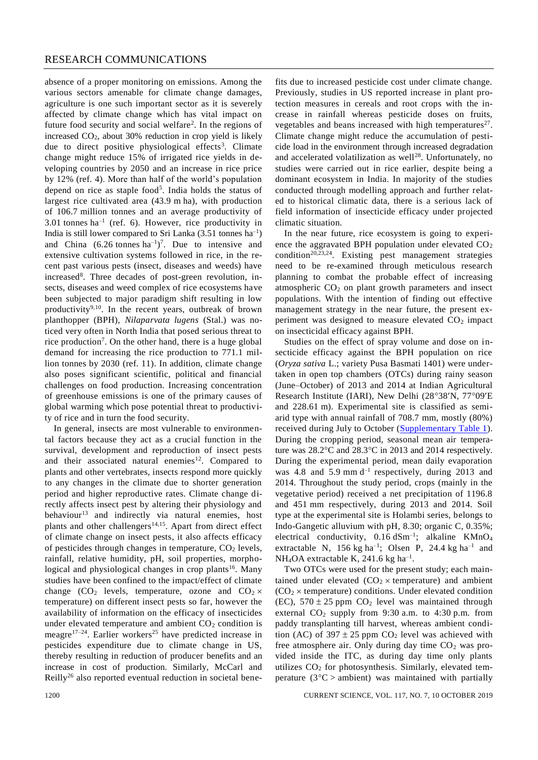absence of a proper monitoring on emissions. Among the various sectors amenable for climate change damages, agriculture is one such important sector as it is severely affected by climate change which has vital impact on future food security and social welfare[2]. In the regions of increased $CO_2$, about 30% reduction in crop yield is likely due to direct positive physiological effects[3]. Climate change might reduce 15% of irrigated rice yields in developing countries by 2050 and an increase in rice price by 12% (ref. 4). More than half of the world's population depend on rice as staple food[5]. India holds the status of largest rice cultivated area (43.9 m ha), with production of 106.7 million tonnes and an average productivity of 3.01 tonnes $ha^{-1}$ (ref. 6). However, rice productivity in India is still lower compared to Sri Lanka (3.51 tonnes $ha^{-1}$) and China (6.26 tonnes $ha^{-1}$)[7]. Due to intensive and extensive cultivation systems followed in rice, in the recent past various pests (insect, diseases and weeds) have increased[8]. Three decades of post-green revolution, insects, diseases and weed complex of rice ecosystems have been subjected to major paradigm shift resulting in low productivity[9,10]. In the recent years, outbreak of brown planthopper (BPH), *Nilaparvata lugens* (Stal.) was noticed very often in North India that posed serious threat to rice production[7]. On the other hand, there is a huge global demand for increasing the rice production to 771.1 million tonnes by 2030 (ref. 11). In addition, climate change also poses significant scientific, political and financial challenges on food production. Increasing concentration of greenhouse emissions is one of the primary causes of global warming which pose potential threat to productivity of rice and in turn the food security.

In general, insects are most vulnerable to environmental factors because they act as a crucial function in the survival, development and reproduction of insect pests and their associated natural enemies[12]. Compared to plants and other vertebrates, insects respond more quickly to any changes in the climate due to shorter generation period and higher reproductive rates. Climate change directly affects insect pest by altering their physiology and behaviour[13] and indirectly via natural enemies, host plants and other challengers[14,15]. Apart from direct effect of climate change on insect pests, it also affects efficacy of pesticides through changes in temperature, $CO_2$ levels, rainfall, relative humidity, pH, soil properties, morphological and physiological changes in crop plants[16]. Many studies have been confined to the impact/effect of climate change ($CO_2$ levels, temperature, ozone and $CO_2 \times$ temperature) on different insect pests so far, however the availability of information on the efficacy of insecticides under elevated temperature and ambient $CO_2$ condition is meagre[17–24]. Earlier workers[25] have predicted increase in pesticides expenditure due to climate change in US, thereby resulting in reduction of producer benefits and an increase in cost of production. Similarly, McCarl and Reilly[26] also reported eventual reduction in societal benefits due to increased pesticide cost under climate change. Previously, studies in US reported increase in plant protection measures in cereals and root crops with the increase in rainfall whereas pesticide doses on fruits, vegetables and beans increased with high temperatures[27]. Climate change might reduce the accumulation of pesticide load in the environment through increased degradation and accelerated volatilization as well[28]. Unfortunately, no studies were carried out in rice earlier, despite being a dominant ecosystem in India. In majority of the studies conducted through modelling approach and further related to historical climatic data, there is a serious lack of field information of insecticide efficacy under projected climatic situation.

In the near future, rice ecosystem is going to experience the aggravated BPH population under elevated $CO_2$ condition[20,23,24]. Existing pest management strategies need to be re-examined through meticulous research planning to combat the probable effect of increasing atmospheric $CO_2$ on plant growth parameters and insect populations. With the intention of finding out effective management strategy in the near future, the present experiment was designed to measure elevated $CO_2$ impact on insecticidal efficacy against BPH.

Studies on the effect of spray volume and dose on insecticide efficacy against the BPH population on rice (*Oryza sativa* L.; variety Pusa Basmati 1401) were undertaken in open top chambers (OTCs) during rainy season (June–October) of 2013 and 2014 at Indian Agricultural Research Institute (IARI), New Delhi (28°38′N, 77°09′E and 228.61 m). Experimental site is classified as semi-arid type with annual rainfall of 708.7 mm, mostly (80%) received during July to October (Supplementary Table 1). During the cropping period, seasonal mean air temperature was 28.2°C and 28.3°C in 2013 and 2014 respectively. During the experimental period, mean daily evaporation was 4.8 and 5.9 mm $d^{-1}$ respectively, during 2013 and 2014. Throughout the study period, crops (mainly in the vegetative period) received a net precipitation of 1196.8 and 451 mm respectively, during 2013 and 2014. Soil type at the experimental site is Holambi series, belongs to Indo-Gangetic alluvium with pH, 8.30; organic C, 0.35%; electrical conductivity, 0.16 $dSm^{-1}$; alkaline $KMnO_4$ extractable N, 156 kg $ha^{-1}$; Olsen P, 24.4 kg $ha^{-1}$ and $NH_4OA$ extractable K, 241.6 kg $ha^{-1}$.

Two OTCs were used for the present study; each maintained under elevated ($CO_2 \times$ temperature) and ambient ($CO_2 \times$ temperature) conditions. Under elevated condition (EC), $570 \pm 25$ ppm $CO_2$ level was maintained through external $CO_2$ supply from 9:30 a.m. to 4:30 p.m. from paddy transplanting till harvest, whereas ambient condition (AC) of $397 \pm 25$ ppm $CO_2$ level was achieved with free atmosphere air. Only during day time $CO_2$ was provided inside the ITC, as during day time only plants utilizes $CO_2$ for photosynthesis. Similarly, elevated temperature (3°C > ambient) was maintained with partially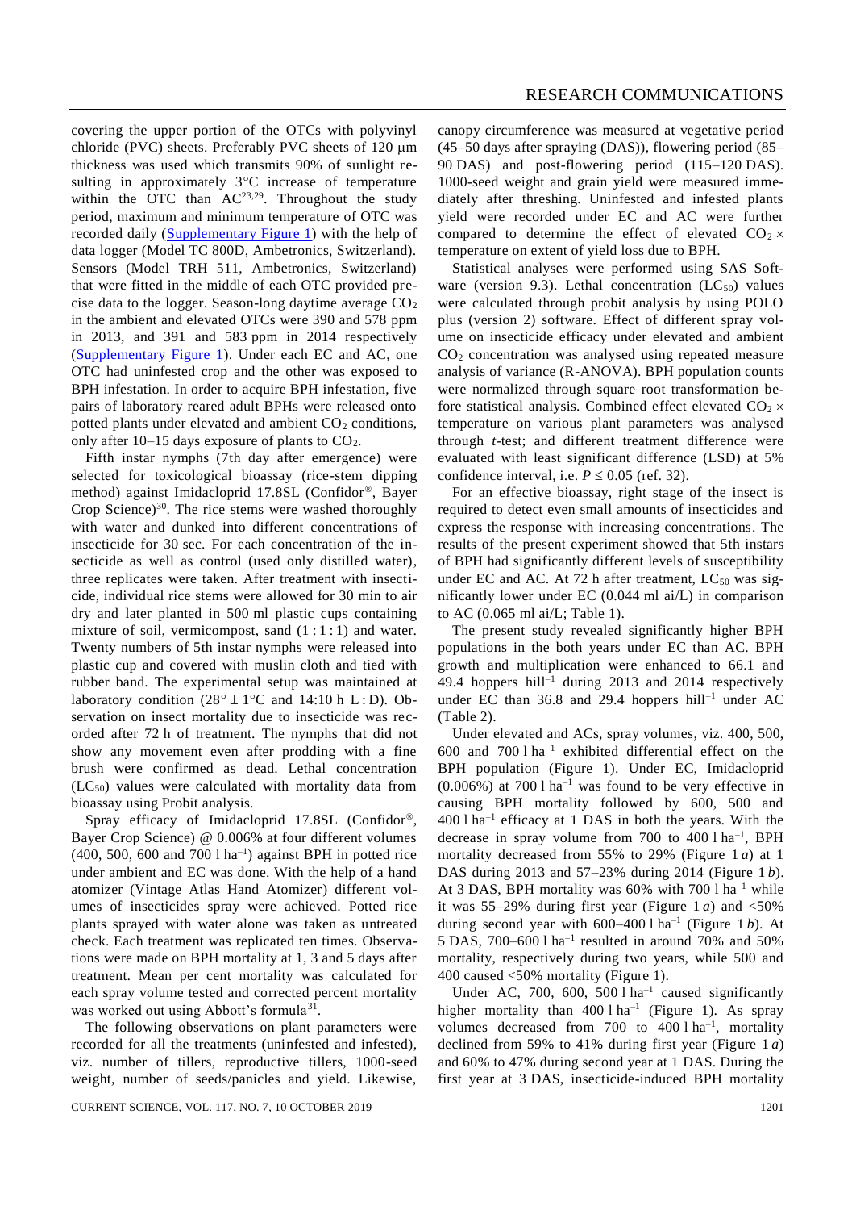covering the upper portion of the OTCs with polyvinyl chloride (PVC) sheets. Preferably PVC sheets of 120 μm thickness was used which transmits 90% of sunlight resulting in approximately 3°C increase of temperature within the OTC than AC[23,29]. Throughout the study period, maximum and minimum temperature of OTC was recorded daily (Supplementary Figure 1) with the help of data logger (Model TC 800D, Ambetronics, Switzerland). Sensors (Model TRH 511, Ambetronics, Switzerland) that were fitted in the middle of each OTC provided precise data to the logger. Season-long daytime average $CO_2$ in the ambient and elevated OTCs were 390 and 578 ppm in 2013, and 391 and 583 ppm in 2014 respectively (Supplementary Figure 1). Under each EC and AC, one OTC had uninfested crop and the other was exposed to BPH infestation. In order to acquire BPH infestation, five pairs of laboratory reared adult BPHs were released onto potted plants under elevated and ambient $CO_2$ conditions, only after 10–15 days exposure of plants to $CO_2$.

Fifth instar nymphs (7th day after emergence) were selected for toxicological bioassay (rice-stem dipping method) against Imidacloprid 17.8SL (Confidor®, Bayer Crop Science)[30]. The rice stems were washed thoroughly with water and dunked into different concentrations of insecticide for 30 sec. For each concentration of the insecticide as well as control (used only distilled water), three replicates were taken. After treatment with insecticide, individual rice stems were allowed for 30 min to air dry and later planted in 500 ml plastic cups containing mixture of soil, vermicompost, sand (1 : 1 : 1) and water. Twenty numbers of 5th instar nymphs were released into plastic cup and covered with muslin cloth and tied with rubber band. The experimental setup was maintained at laboratory condition (28° ± 1°C and 14:10 h L : D). Observation on insect mortality due to insecticide was recorded after 72 h of treatment. The nymphs that did not show any movement even after prodding with a fine brush were confirmed as dead. Lethal concentration ($LC_{50}$) values were calculated with mortality data from bioassay using Probit analysis.

Spray efficacy of Imidacloprid 17.8SL (Confidor®, Bayer Crop Science) @ 0.006% at four different volumes (400, 500, 600 and 700 l $ha^{-1}$) against BPH in potted rice under ambient and EC was done. With the help of a hand atomizer (Vintage Atlas Hand Atomizer) different volumes of insecticides spray were achieved. Potted rice plants sprayed with water alone was taken as untreated check. Each treatment was replicated ten times. Observations were made on BPH mortality at 1, 3 and 5 days after treatment. Mean per cent mortality was calculated for each spray volume tested and corrected percent mortality was worked out using Abbott's formula[31].

The following observations on plant parameters were recorded for all the treatments (uninfested and infested), viz. number of tillers, reproductive tillers, 1000-seed weight, number of seeds/panicles and yield. Likewise, canopy circumference was measured at vegetative period (45–50 days after spraying (DAS)), flowering period (85–90 DAS) and post-flowering period (115–120 DAS). 1000-seed weight and grain yield were measured immediately after threshing. Uninfested and infested plants yield were recorded under EC and AC were further compared to determine the effect of elevated $CO_2$ × temperature on extent of yield loss due to BPH.

Statistical analyses were performed using SAS Software (version 9.3). Lethal concentration ($LC_{50}$) values were calculated through probit analysis by using POLO plus (version 2) software. Effect of different spray volume on insecticide efficacy under elevated and ambient $CO_2$ concentration was analysed using repeated measure analysis of variance (R-ANOVA). BPH population counts were normalized through square root transformation before statistical analysis. Combined effect elevated $CO_2$ × temperature on various plant parameters was analysed through *t*-test; and different treatment difference were evaluated with least significant difference (LSD) at 5% confidence interval, i.e. $P \leq 0.05$ (ref. 32).

For an effective bioassay, right stage of the insect is required to detect even small amounts of insecticides and express the response with increasing concentrations. The results of the present experiment showed that 5th instars of BPH had significantly different levels of susceptibility under EC and AC. At 72 h after treatment, $LC_{50}$ was significantly lower under EC (0.044 ml ai/L) in comparison to AC (0.065 ml ai/L; Table 1).

The present study revealed significantly higher BPH populations in the both years under EC than AC. BPH growth and multiplication were enhanced to 66.1 and 49.4 hoppers $hill^{-1}$ during 2013 and 2014 respectively under EC than 36.8 and 29.4 hoppers $hill^{-1}$ under AC (Table 2).

Under elevated and ACs, spray volumes, viz. 400, 500, 600 and 700 l $ha^{-1}$ exhibited differential effect on the BPH population (Figure 1). Under EC, Imidacloprid (0.006%) at 700 l $ha^{-1}$ was found to be very effective in causing BPH mortality followed by 600, 500 and 400 l $ha^{-1}$ efficacy at 1 DAS in both the years. With the decrease in spray volume from 700 to 400 l $ha^{-1}$, BPH mortality decreased from 55% to 29% (Figure 1 *a*) at 1 DAS during 2013 and 57–23% during 2014 (Figure 1 *b*). At 3 DAS, BPH mortality was 60% with 700 l $ha^{-1}$ while it was 55–29% during first year (Figure 1 *a*) and <50% during second year with 600–400 l $ha^{-1}$ (Figure 1 *b*). At 5 DAS, 700–600 l $ha^{-1}$ resulted in around 70% and 50% mortality, respectively during two years, while 500 and 400 caused <50% mortality (Figure 1).

Under AC, 700, 600, 500 l $ha^{-1}$ caused significantly higher mortality than 400 l $ha^{-1}$ (Figure 1). As spray volumes decreased from 700 to 400 l $ha^{-1}$, mortality declined from 59% to 41% during first year (Figure 1 *a*) and 60% to 47% during second year at 1 DAS. During the first year at 3 DAS, insecticide-induced BPH mortality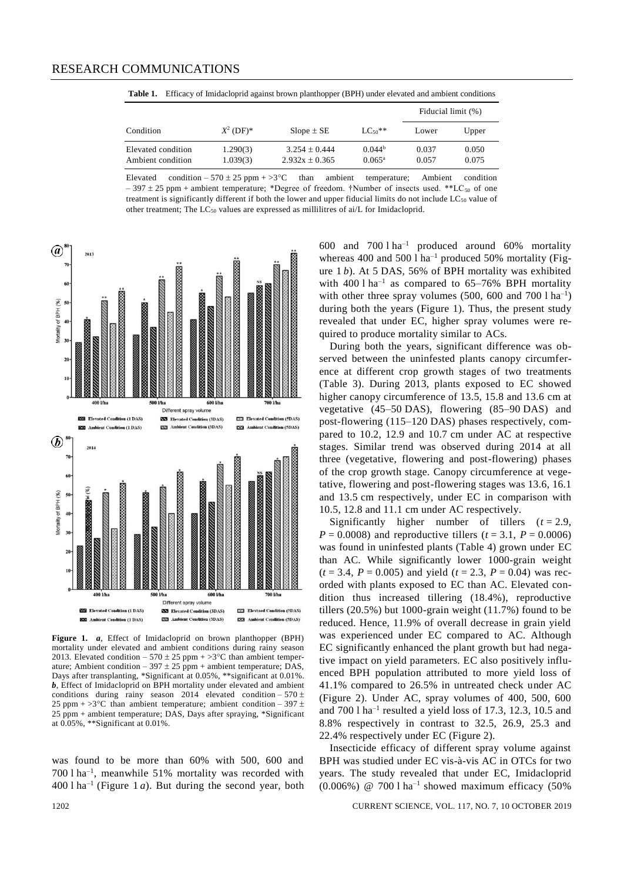**Table 1.** Efficacy of Imidacloprid against brown planthopper (BPH) under elevated and ambient conditions

| Condition | $X^2$ (DF)* | Slope ± SE | $LC_{50}$** | Fiducial limit (%) | |
|---|---|---|---|---|---|
| | | | | Lower | Upper |
| Elevated condition | 1.290(3) | 3.254 ± 0.444 | $0.044^b$ | 0.037 | 0.050 |
| Ambient condition | 1.039(3) | 2.932x ± 0.365 | $0.065^a$ | 0.057 | 0.075 |

Elevated condition – 570 ± 25 ppm + >3°C than ambient temperature; Ambient condition – 397 ± 25 ppm + ambient temperature; *Degree of freedom. †Number of insects used. **$LC_{50}$ of one treatment is significantly different if both the lower and upper fiducial limits do not include $LC_{50}$ value of other treatment; The $LC_{50}$ values are expressed as millilitres of ai/L for Imidacloprid.

**Figure 1.** ***a***, Effect of Imidacloprid on brown planthopper (BPH) mortality under elevated and ambient conditions during rainy season 2013. Elevated condition – 570 ± 25 ppm + >3°C than ambient temperature; Ambient condition – 397 ± 25 ppm + ambient temperature; DAS, Days after transplanting, *Significant at 0.05%, **significant at 0.01%. ***b***, Effect of Imidacloprid on BPH mortality under elevated and ambient conditions during rainy season 2014 elevated condition – 570 ± 25 ppm + >3°C than ambient temperature; ambient condition – 397 ± 25 ppm + ambient temperature; DAS, Days after spraying, *Significant at 0.05%, **Significant at 0.01%.

was found to be more than 60% with 500, 600 and 700 l $ha^{-1}$, meanwhile 51% mortality was recorded with 400 l $ha^{-1}$ (Figure 1 *a*). But during the second year, both 600 and 700 l $ha^{-1}$ produced around 60% mortality whereas 400 and 500 l $ha^{-1}$ produced 50% mortality (Figure 1 *b*). At 5 DAS, 56% of BPH mortality was exhibited with 400 l $ha^{-1}$ as compared to 65–76% BPH mortality with other three spray volumes (500, 600 and 700 l $ha^{-1}$) during both the years (Figure 1). Thus, the present study revealed that under EC, higher spray volumes were required to produce mortality similar to ACs.

During both the years, significant difference was observed between the uninfested plants canopy circumference at different crop growth stages of two treatments (Table 3). During 2013, plants exposed to EC showed higher canopy circumference of 13.5, 15.8 and 13.6 cm at vegetative (45–50 DAS), flowering (85–90 DAS) and post-flowering (115–120 DAS) phases respectively, compared to 10.2, 12.9 and 10.7 cm under AC at respective stages. Similar trend was observed during 2014 at all three (vegetative, flowering and post-flowering) phases of the crop growth stage. Canopy circumference at vegetative, flowering and post-flowering stages was 13.6, 16.1 and 13.5 cm respectively, under EC in comparison with 10.5, 12.8 and 11.1 cm under AC respectively.

Significantly higher number of tillers ($t = 2.9$, $P = 0.0008$) and reproductive tillers ($t = 3.1$, $P = 0.0006$) was found in uninfested plants (Table 4) grown under EC than AC. While significantly lower 1000-grain weight ($t = 3.4$, $P = 0.005$) and yield ($t = 2.3$, $P = 0.04$) was recorded with plants exposed to EC than AC. Elevated condition thus increased tillering (18.4%), reproductive tillers (20.5%) but 1000-grain weight (11.7%) found to be reduced. Hence, 11.9% of overall decrease in grain yield was experienced under EC compared to AC. Although EC significantly enhanced the plant growth but had negative impact on yield parameters. EC also positively influenced BPH population attributed to more yield loss of 41.1% compared to 26.5% in untreated check under AC (Figure 2). Under AC, spray volumes of 400, 500, 600 and 700 l $ha^{-1}$ resulted a yield loss of 17.3, 12.3, 10.5 and 8.8% respectively in contrast to 32.5, 26.9, 25.3 and 22.4% respectively under EC (Figure 2).

Insecticide efficacy of different spray volume against BPH was studied under EC vis-à-vis AC in OTCs for two years. The study revealed that under EC, Imidacloprid (0.006%) @ 700 l $ha^{-1}$ showed maximum efficacy (50%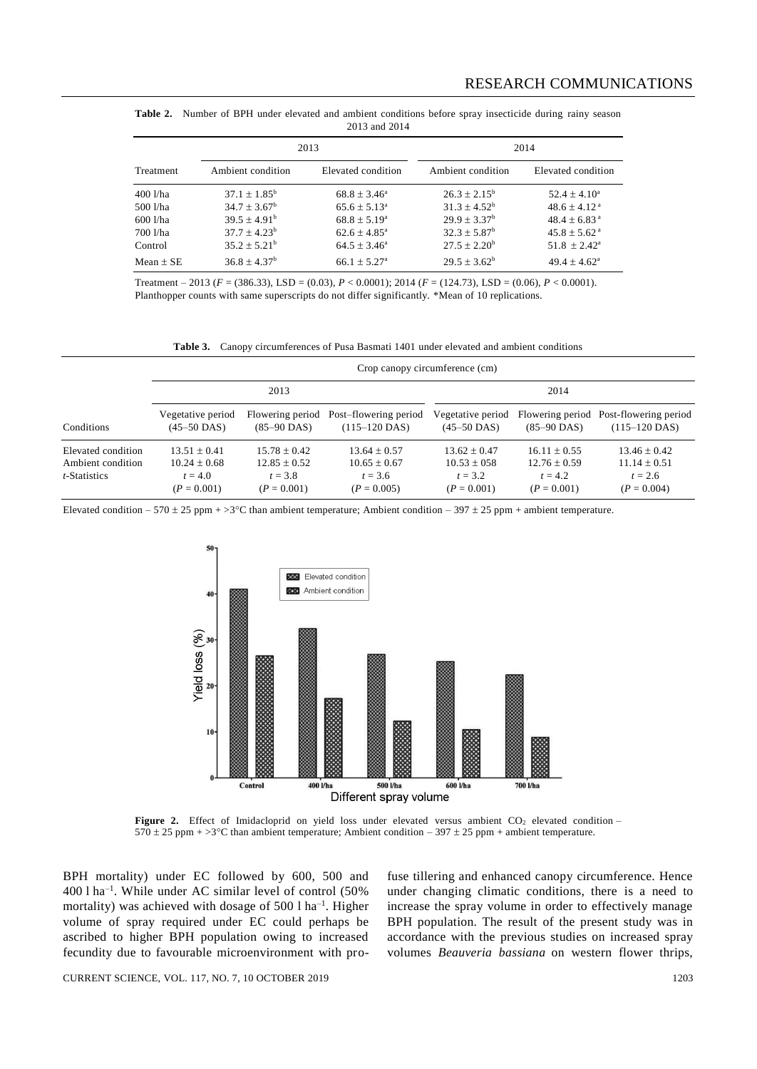**Table 2.** Number of BPH under elevated and ambient conditions before spray insecticide during rainy season 2013 and 2014

| Treatment | 2013 | | 2014 | |
|---|---|---|---|---|
| | Ambient condition | Elevated condition | Ambient condition | Elevated condition |
| 400 l/ha | $37.1 \pm 1.85^b$ | $68.8 \pm 3.46^a$ | $26.3 \pm 2.15^b$ | $52.4 \pm 4.10^a$ |
| 500 l/ha | $34.7 \pm 3.67^b$ | $65.6 \pm 5.13^a$ | $31.3 \pm 4.52^b$ | $48.6 \pm 4.12^a$ |
| 600 l/ha | $39.5 \pm 4.91^b$ | $68.8 \pm 5.19^a$ | $29.9 \pm 3.37^b$ | $48.4 \pm 6.83^a$ |
| 700 l/ha | $37.7 \pm 4.23^b$ | $62.6 \pm 4.85^a$ | $32.3 \pm 5.87^b$ | $45.8 \pm 5.62^a$ |
| Control | $35.2 \pm 5.21^b$ | $64.5 \pm 3.46^a$ | $27.5 \pm 2.20^b$ | $51.8 \pm 2.42^a$ |
| Mean ± SE | $36.8 \pm 4.37^b$ | $66.1 \pm 5.27^a$ | $29.5 \pm 3.62^b$ | $49.4 \pm 4.62^a$ |

Treatment – 2013 ($F$ = (386.33), LSD = (0.03), $P < 0.0001$); 2014 ($F$ = (124.73), LSD = (0.06), $P < 0.0001$).
Planthopper counts with same superscripts do not differ significantly. *Mean of 10 replications.

**Table 3.** Canopy circumferences of Pusa Basmati 1401 under elevated and ambient conditions

| Conditions | Crop canopy circumference (cm) | | | | | |
|---|---|---|---|---|---|---|
| | 2013 | | | 2014 | | |
| | Vegetative period (45–50 DAS) | Flowering period (85–90 DAS) | Post–flowering period (115–120 DAS) | Vegetative period (45–50 DAS) | Flowering period (85–90 DAS) | Post-flowering period (115–120 DAS) |
| Elevated condition | 13.51 ± 0.41 | 15.78 ± 0.42 | 13.64 ± 0.57 | 13.62 ± 0.47 | 16.11 ± 0.55 | 13.46 ± 0.42 |
| Ambient condition | 10.24 ± 0.68 | 12.85 ± 0.52 | 10.65 ± 0.67 | 10.53 ± 058 | 12.76 ± 0.59 | 11.14 ± 0.51 |
| *t*-Statistics | $t = 4.0$ ($P = 0.001$) | $t = 3.8$ ($P = 0.001$) | $t = 3.6$ ($P = 0.005$) | $t = 3.2$ ($P = 0.001$) | $t = 4.2$ ($P = 0.001$) | $t = 2.6$ ($P = 0.004$) |

Elevated condition – 570 ± 25 ppm + >3°C than ambient temperature; Ambient condition – 397 ± 25 ppm + ambient temperature.

**Figure 2.** Effect of Imidacloprid on yield loss under elevated versus ambient $CO_2$ elevated condition – 570 ± 25 ppm + >3°C than ambient temperature; Ambient condition – 397 ± 25 ppm + ambient temperature.

BPH mortality) under EC followed by 600, 500 and 400 l ha$^{-1}$. While under AC similar level of control (50% mortality) was achieved with dosage of 500 l ha$^{-1}$. Higher volume of spray required under EC could perhaps be ascribed to higher BPH population owing to increased fecundity due to favourable microenvironment with profuse tillering and enhanced canopy circumference. Hence under changing climatic conditions, there is a need to increase the spray volume in order to effectively manage BPH population. The result of the present study was in accordance with the previous studies on increased spray volumes *Beauveria bassiana* on western flower thrips,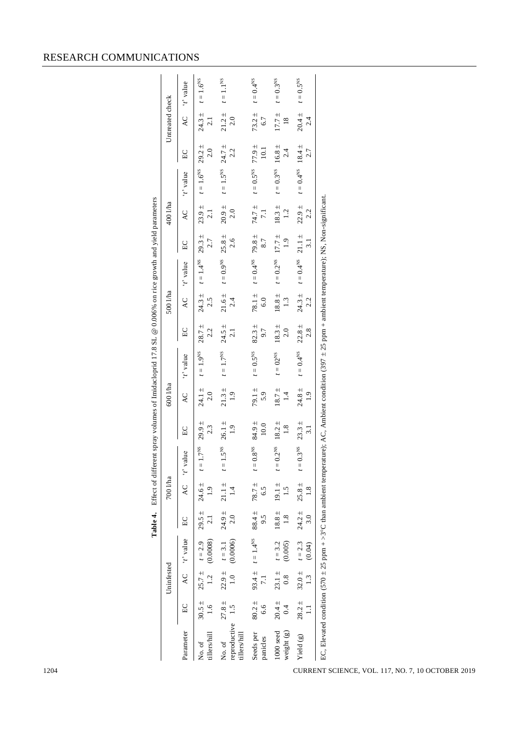**Table 4.** Effect of different spray volumes of Imidacloprid 17.8 SL @ 0.006% on rice growth and yield parameters

| Parameter | Uninfested | | | 700 l/ha | | | 600 l/ha | | | 500 l/ha | | | 400 l/ha | | | Untreated check | | |
|---|---|---|---|---|---|---|---|---|---|---|---|---|---|---|---|---|---|---|
| | EC | AC | 't' value | EC | AC | 't' value | EC | AC | 't' value | EC | AC | 't' value | EC | AC | 't' value | EC | AC | 't' value |
| No. of tillers/hill | 30.5 ± 1.6 | 25.7 ± 1.2 | $t = 2.9$ (0.0008) | 29.5 ± 2.1 | 24.6 ± 1.9 | $t = 1.7^{NS}$ | 29.9 ± 2.3 | 24.1 ± 2.0 | $t = 1.9^{NS}$ | 28.7 ± 2.2 | 24.3 ± 2.5 | $t = 1.4^{NS}$ | 29.3 ± 2.7 | 23.9 ± 2.1 | $t = 1.6^{NS}$ | 29.2 ± 2.0 | 24.3 ± 2.1 | $t = 1.6^{NS}$ |
| No. of reproductive tillers/hill | 27.8 ± 1.5 | 22.9 ± 1.0 | $t = 3.1$ (0.0006) | 24.9 ± 2.0 | 21.1 ± 1.4 | $t = 1.5^{NS}$ | 26.1 ± 1.9 | 21.3 ± 1.9 | $t = 1.7^{NS}$ | 24.5 ± 2.1 | 21.6 ± 2.4 | $t = 0.9^{NS}$ | 25.8 ± 2.6 | 20.9 ± 2.0 | $t = 1.5^{NS}$ | 24.7 ± 2.2 | 21.2 ± 2.0 | $t = 1.1^{NS}$ |
| Seeds per panicles | 80.2 ± 6.6 | 93.4 ± 7.1 | $t = 1.4^{NS}$ | 88.4 ± 9.5 | 78.7 ± 6.5 | $t = 0.8^{NS}$ | 84.9 ± 10.0 | 79.1 ± 5.9 | $t = 0.5^{NS}$ | 82.3 ± 9.7 | 78.1 ± 6.0 | $t = 0.4^{NS}$ | 79.8 ± 8.7 | 74.7 ± 7.1 | $t = 0.5^{NS}$ | 77.9 ± 10.1 | 73.2 ± 6.7 | $t = 0.4^{NS}$ |
| 1000 seed weight (g) | 20.4 ± 0.4 | 23.1 ± 0.8 | $t = 3.2$ (0.005) | 18.8 ± 1.8 | 19.1 ± 1.5 | $t = 0.2^{NS}$ | 18.2 ± 1.8 | 18.7 ± 1.4 | $t = 02^{NS}$ | 18.3 ± 2.0 | 18.8 ± 1.3 | $t = 0.2^{NS}$ | 17.7 ± 1.9 | 18.3 ± 1.2 | $t = 0.3^{NS}$ | 16.8 ± 2.4 | 17.7 ± 18 | $t = 0.3^{NS}$ |
| Yield (g) | 28.2 ± 1.1 | 32.0 ± 1.3 | $t = 2.3$ (0.04) | 24.2 ± 3.0 | 25.8 ± 1.8 | $t = 0.3^{NS}$ | 23.3 ± 3.1 | 24.8 ± 1.9 | $t = 0.4^{NS}$ | 22.8 ± 2.8 | 24.3 ± 2.2 | $t = 0.4^{NS}$ | 21.1 ± 3.1 | 22.9 ± 2.2 | $t = 0.4^{NS}$ | 18.4 ± 2.7 | 20.4 ± 2.4 | $t = 0.5^{NS}$ |

EC, Elevated condition (570 ± 25 ppm + >3°C than ambient temperature); AC, Ambient condition (397 ± 25 ppm + ambient temperature); NS, Non-significant.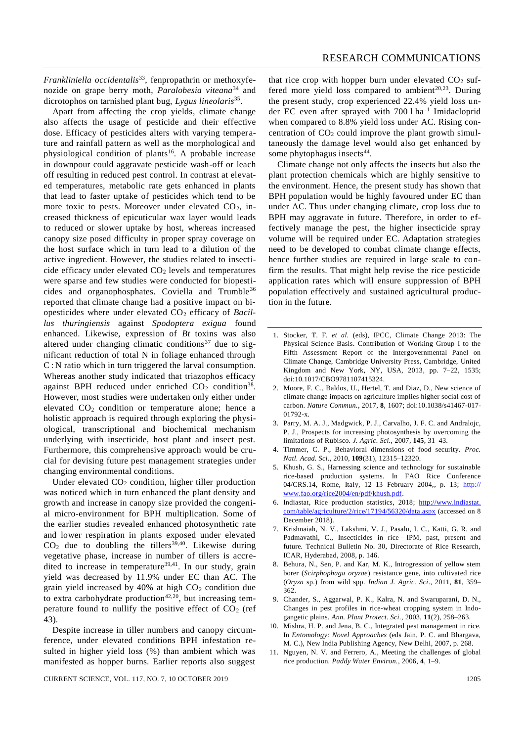*Frankliniella occidentalis*[33], fenpropathrin or methoxyfenozide on grape berry moth, *Paralobesia viteana*[34] and dicrotophos on tarnished plant bug, *Lygus lineolaris*[35].

Apart from affecting the crop yields, climate change also affects the usage of pesticide and their effective dose. Efficacy of pesticides alters with varying temperature and rainfall pattern as well as the morphological and physiological condition of plants[16]. A probable increase in downpour could aggravate pesticide wash-off or leach off resulting in reduced pest control. In contrast at elevated temperatures, metabolic rate gets enhanced in plants that lead to faster uptake of pesticides which tend to be more toxic to pests. Moreover under elevated $CO_2$, increased thickness of epicuticular wax layer would leads to reduced or slower uptake by host, whereas increased canopy size posed difficulty in proper spray coverage on the host surface which in turn lead to a dilution of the active ingredient. However, the studies related to insecticide efficacy under elevated $CO_2$ levels and temperatures were sparse and few studies were conducted for biopesticides and organophosphates. Coviella and Trumble[36] reported that climate change had a positive impact on biopesticides where under elevated $CO_2$ efficacy of *Bacillus thuringiensis* against *Spodoptera exigua* found enhanced. Likewise, expression of *Bt* toxins was also altered under changing climatic conditions[37] due to significant reduction of total N in foliage enhanced through C : N ratio which in turn triggered the larval consumption. Whereas another study indicated that triazophos efficacy against BPH reduced under enriched $CO_2$ condition[38]. However, most studies were undertaken only either under elevated $CO_2$ condition or temperature alone; hence a holistic approach is required through exploring the physiological, transcriptional and biochemical mechanism underlying with insecticide, host plant and insect pest. Furthermore, this comprehensive approach would be crucial for devising future pest management strategies under changing environmental conditions.

Under elevated $CO_2$ condition, higher tiller production was noticed which in turn enhanced the plant density and growth and increase in canopy size provided the congenial micro-environment for BPH multiplication. Some of the earlier studies revealed enhanced photosynthetic rate and lower respiration in plants exposed under elevated $CO_2$ due to doubling the tillers[39,40]. Likewise during vegetative phase, increase in number of tillers is accredited to increase in temperature[39,41]. In our study, grain yield was decreased by 11.9% under EC than AC. The grain yield increased by 40% at high $CO_2$ condition due to extra carbohydrate production[42,20], but increasing temperature found to nullify the positive effect of $CO_2$ (ref 43).

Despite increase in tiller numbers and canopy circumference, under elevated conditions BPH infestation resulted in higher yield loss (%) than ambient which was manifested as hopper burns. Earlier reports also suggest that rice crop with hopper burn under elevated $CO_2$ suffered more yield loss compared to ambient[20,23]. During the present study, crop experienced 22.4% yield loss under EC even after sprayed with 700 l ha$^{-1}$ Imidacloprid when compared to 8.8% yield loss under AC. Rising concentration of $CO_2$ could improve the plant growth simultaneously the damage level would also get enhanced by some phytophagus insects[44].

Climate change not only affects the insects but also the plant protection chemicals which are highly sensitive to the environment. Hence, the present study has shown that BPH population would be highly favoured under EC than under AC. Thus under changing climate, crop loss due to BPH may aggravate in future. Therefore, in order to effectively manage the pest, the higher insecticide spray volume will be required under EC. Adaptation strategies need to be developed to combat climate change effects, hence further studies are required in large scale to confirm the results. That might help revise the rice pesticide application rates which will ensure suppression of BPH population effectively and sustained agricultural production in the future.

1. Stocker, T. F. *et al.* (eds), IPCC, Climate Change 2013: The Physical Science Basis. Contribution of Working Group I to the Fifth Assessment Report of the Intergovernmental Panel on Climate Change, Cambridge University Press, Cambridge, United Kingdom and New York, NY, USA, 2013, pp. 7–22, 1535; doi:10.1017/CBO9781107415324.
2. Moore, F. C., Baldos, U., Hertel, T. and Diaz, D., New science of climate change impacts on agriculture implies higher social cost of carbon. *Nature Commun.*, 2017, **8**, 1607; doi:10.1038/s41467-017-01792-x.
3. Parry, M. A. J., Madgwick, P. J., Carvalho, J. F. C. and Andralojc, P. J., Prospects for increasing photosynthesis by overcoming the limitations of Rubisco. *J. Agric. Sci.*, 2007, **145**, 31–43.
4. Timmer, C. P., Behavioral dimensions of food security. *Proc. Natl. Acad. Sci.*, 2010, **109**(31), 12315–12320.
5. Khush, G. S., Harnessing science and technology for sustainable rice-based production systems. In FAO Rice Conference 04/CRS.14, Rome, Italy, 12–13 February 2004,, p. 13; http://www.fao.org/rice2004/en/pdf/khush.pdf.
6. Indiastat, Rice production statistics, 2018; http://www.indiastat.com/table/agriculture/2/rice/17194/56320/data.aspx (accessed on 8 December 2018).
7. Krishnaiah, N. V., Lakshmi, V. J., Pasalu, I. C., Katti, G. R. and Padmavathi, C., Insecticides in rice – IPM, past, present and future. Technical Bulletin No. 30, Directorate of Rice Research, ICAR, Hyderabad, 2008, p. 146.
8. Behura, N., Sen, P. and Kar, M. K., Introgression of yellow stem borer (*Scirphophaga oryzae*) resistance gene, into cultivated rice (*Oryza* sp.) from wild spp. *Indian J. Agric. Sci*., 2011, **81**, 359–362.
9. Chander, S., Aggarwal, P. K., Kalra, N. and Swaruparani, D. N., Changes in pest profiles in rice-wheat cropping system in Indo-gangetic plains. *Ann. Plant Protect. Sci.*, 2003, **11**(2), 258–263.
10. Mishra, H. P. and Jena, B. C., Integrated pest management in rice. In *Entomology: Novel Approaches* (eds Jain, P. C. and Bhargava, M. C.), New India Publishing Agency, New Delhi, 2007, p. 268.
11. Nguyen, N. V. and Ferrero, A., Meeting the challenges of global rice production. *Paddy Water Environ.*, 2006, **4**, 1–9.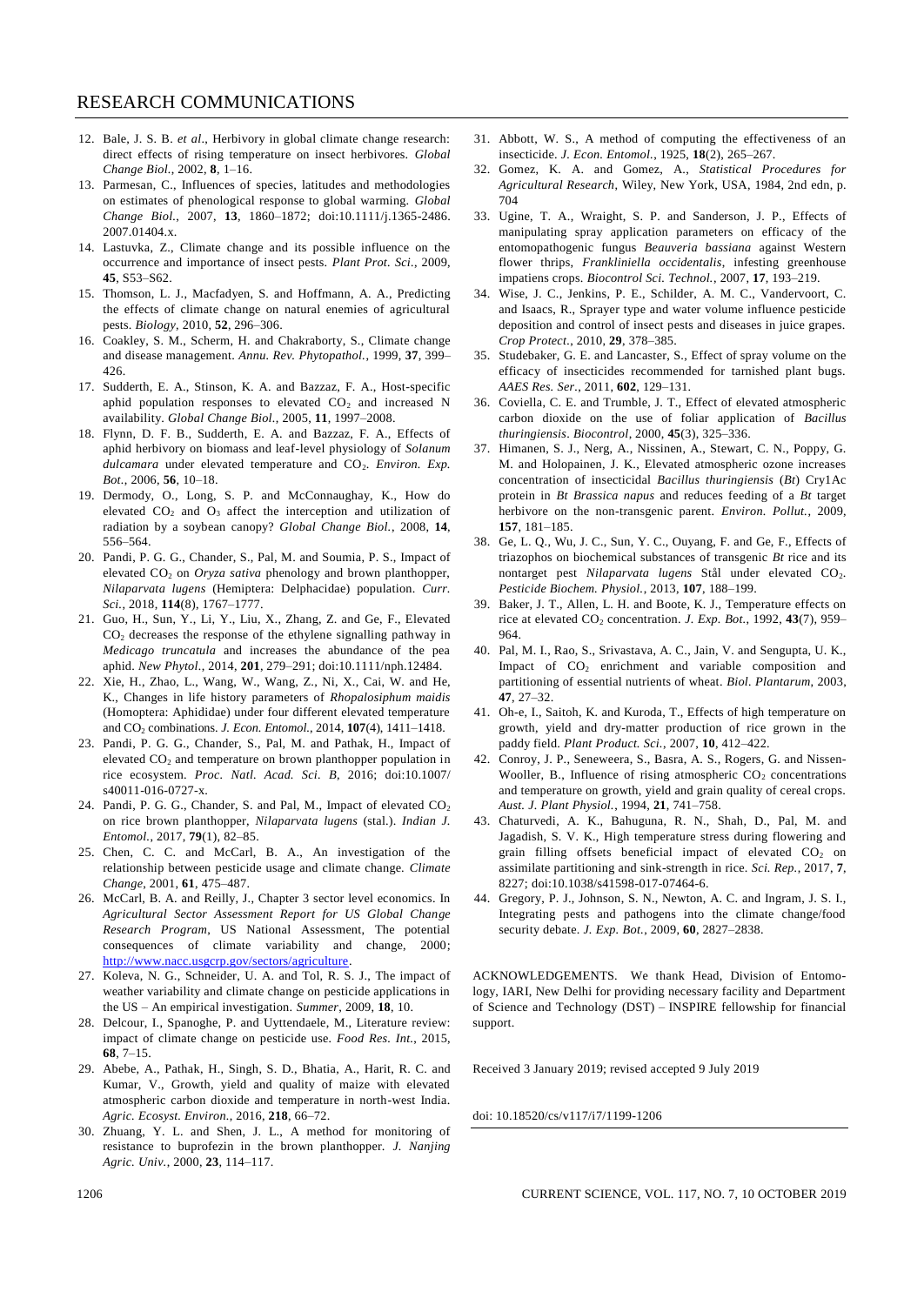12. Bale, J. S. B. *et al*., Herbivory in global climate change research: direct effects of rising temperature on insect herbivores. *Global Change Biol.*, 2002, **8**, 1–16.
13. Parmesan, C., Influences of species, latitudes and methodologies on estimates of phenological response to global warming. *Global Change Biol.*, 2007, **13**, 1860–1872; doi:10.1111/j.1365-2486.2007.01404.x.
14. Lastuvka, Z., Climate change and its possible influence on the occurrence and importance of insect pests. *Plant Prot. Sci.*, 2009, **45**, S53–S62.
15. Thomson, L. J., Macfadyen, S. and Hoffmann, A. A., Predicting the effects of climate change on natural enemies of agricultural pests. *Biology*, 2010, **52**, 296–306.
16. Coakley, S. M., Scherm, H. and Chakraborty, S., Climate change and disease management. *Annu. Rev. Phytopathol.*, 1999, **37**, 399–426.
17. Sudderth, E. A., Stinson, K. A. and Bazzaz, F. A., Host-specific aphid population responses to elevated $CO_2$ and increased N availability. *Global Change Biol.*, 2005, **11**, 1997–2008.
18. Flynn, D. F. B., Sudderth, E. A. and Bazzaz, F. A., Effects of aphid herbivory on biomass and leaf-level physiology of *Solanum dulcamara* under elevated temperature and $CO_2$. *Environ. Exp. Bot.*, 2006, **56**, 10–18.
19. Dermody, O., Long, S. P. and McConnaughay, K., How do elevated $CO_2$ and $O_3$ affect the interception and utilization of radiation by a soybean canopy? *Global Change Biol.*, 2008, **14**, 556–564.
20. Pandi, P. G. G., Chander, S., Pal, M. and Soumia, P. S., Impact of elevated $CO_2$ on *Oryza sativa* phenology and brown planthopper, *Nilaparvata lugens* (Hemiptera: Delphacidae) population. *Curr. Sci.*, 2018, **114**(8), 1767–1777.
21. Guo, H., Sun, Y., Li, Y., Liu, X., Zhang, Z. and Ge, F., Elevated $CO_2$ decreases the response of the ethylene signalling pathway in *Medicago truncatula* and increases the abundance of the pea aphid. *New Phytol.*, 2014, **201**, 279–291; doi:10.1111/nph.12484.
22. Xie, H., Zhao, L., Wang, W., Wang, Z., Ni, X., Cai, W. and He, K., Changes in life history parameters of *Rhopalosiphum maidis* (Homoptera: Aphididae) under four different elevated temperature and $CO_2$ combinations. *J. Econ. Entomol.*, 2014, **107**(4), 1411–1418.
23. Pandi, P. G. G., Chander, S., Pal, M. and Pathak, H., Impact of elevated $CO_2$ and temperature on brown planthopper population in rice ecosystem. *Proc. Natl. Acad. Sci. B*, 2016; doi:10.1007/s40011-016-0727-x.
24. Pandi, P. G. G., Chander, S. and Pal, M., Impact of elevated $CO_2$ on rice brown planthopper, *Nilaparvata lugens* (stal.). *Indian J. Entomol.*, 2017, **79**(1), 82–85.
25. Chen, C. C. and McCarl, B. A., An investigation of the relationship between pesticide usage and climate change. *Climate Change*, 2001, **61**, 475–487.
26. McCarl, B. A. and Reilly, J., Chapter 3 sector level economics. In *Agricultural Sector Assessment Report for US Global Change Research Program*, US National Assessment, The potential consequences of climate variability and change, 2000; http://www.nacc.usgcrp.gov/sectors/agriculture.
27. Koleva, N. G., Schneider, U. A. and Tol, R. S. J., The impact of weather variability and climate change on pesticide applications in the US – An empirical investigation. *Summer*, 2009, **18**, 10.
28. Delcour, I., Spanoghe, P. and Uyttendaele, M., Literature review: impact of climate change on pesticide use. *Food Res. Int.*, 2015, **68**, 7–15.
29. Abebe, A., Pathak, H., Singh, S. D., Bhatia, A., Harit, R. C. and Kumar, V., Growth, yield and quality of maize with elevated atmospheric carbon dioxide and temperature in north-west India. *Agric. Ecosyst. Environ.*, 2016, **218**, 66–72.
30. Zhuang, Y. L. and Shen, J. L., A method for monitoring of resistance to buprofezin in the brown planthopper. *J. Nanjing Agric. Univ.*, 2000, **23**, 114–117.
31. Abbott, W. S., A method of computing the effectiveness of an insecticide. *J. Econ. Entomol.*, 1925, **18**(2), 265–267.
32. Gomez, K. A. and Gomez, A., *Statistical Procedures for Agricultural Research*, Wiley, New York, USA, 1984, 2nd edn, p. 704
33. Ugine, T. A., Wraight, S. P. and Sanderson, J. P., Effects of manipulating spray application parameters on efficacy of the entomopathogenic fungus *Beauveria bassiana* against Western flower thrips, *Frankliniella occidentalis*, infesting greenhouse impatiens crops. *Biocontrol Sci. Technol.*, 2007, **17**, 193–219.
34. Wise, J. C., Jenkins, P. E., Schilder, A. M. C., Vandervoort, C. and Isaacs, R., Sprayer type and water volume influence pesticide deposition and control of insect pests and diseases in juice grapes. *Crop Protect.*, 2010, **29**, 378–385.
35. Studebaker, G. E. and Lancaster, S., Effect of spray volume on the efficacy of insecticides recommended for tarnished plant bugs. *AAES Res. Ser.*, 2011, **602**, 129–131.
36. Coviella, C. E. and Trumble, J. T., Effect of elevated atmospheric carbon dioxide on the use of foliar application of *Bacillus thuringiensis*. *Biocontrol*, 2000, **45**(3), 325–336.
37. Himanen, S. J., Nerg, A., Nissinen, A., Stewart, C. N., Poppy, G. M. and Holopainen, J. K., Elevated atmospheric ozone increases concentration of insecticidal *Bacillus thuringiensis* (*Bt*) Cry1Ac protein in *Bt Brassica napus* and reduces feeding of a *Bt* target herbivore on the non-transgenic parent. *Environ. Pollut.*, 2009, **157**, 181–185.
38. Ge, L. Q., Wu, J. C., Sun, Y. C., Ouyang, F. and Ge, F., Effects of triazophos on biochemical substances of transgenic *Bt* rice and its nontarget pest *Nilaparvata lugens* Stål under elevated $CO_2$. *Pesticide Biochem. Physiol.*, 2013, **107**, 188–199.
39. Baker, J. T., Allen, L. H. and Boote, K. J., Temperature effects on rice at elevated $CO_2$ concentration. *J. Exp. Bot.*, 1992, **43**(7), 959–964.
40. Pal, M. I., Rao, S., Srivastava, A. C., Jain, V. and Sengupta, U. K., Impact of $CO_2$ enrichment and variable composition and partitioning of essential nutrients of wheat. *Biol. Plantarum*, 2003, **47**, 27–32.
41. Oh-e, I., Saitoh, K. and Kuroda, T., Effects of high temperature on growth, yield and dry-matter production of rice grown in the paddy field. *Plant Product. Sci.*, 2007, **10**, 412–422.
42. Conroy, J. P., Seneweera, S., Basra, A. S., Rogers, G. and Nissen-Wooller, B., Influence of rising atmospheric $CO_2$ concentrations and temperature on growth, yield and grain quality of cereal crops. *Aust. J. Plant Physiol.*, 1994, **21**, 741–758.
43. Chaturvedi, A. K., Bahuguna, R. N., Shah, D., Pal, M. and Jagadish, S. V. K., High temperature stress during flowering and grain filling offsets beneficial impact of elevated $CO_2$ on assimilate partitioning and sink-strength in rice. *Sci. Rep.*, 2017, **7**, 8227; doi:10.1038/s41598-017-07464-6.
44. Gregory, P. J., Johnson, S. N., Newton, A. C. and Ingram, J. S. I., Integrating pests and pathogens into the climate change/food security debate. *J. Exp. Bot.*, 2009, **60**, 2827–2838.

ACKNOWLEDGEMENTS. We thank Head, Division of Entomology, IARI, New Delhi for providing necessary facility and Department of Science and Technology (DST) – INSPIRE fellowship for financial support.

Received 3 January 2019; revised accepted 9 July 2019

doi: 10.18520/cs/v117/i7/1199-1206